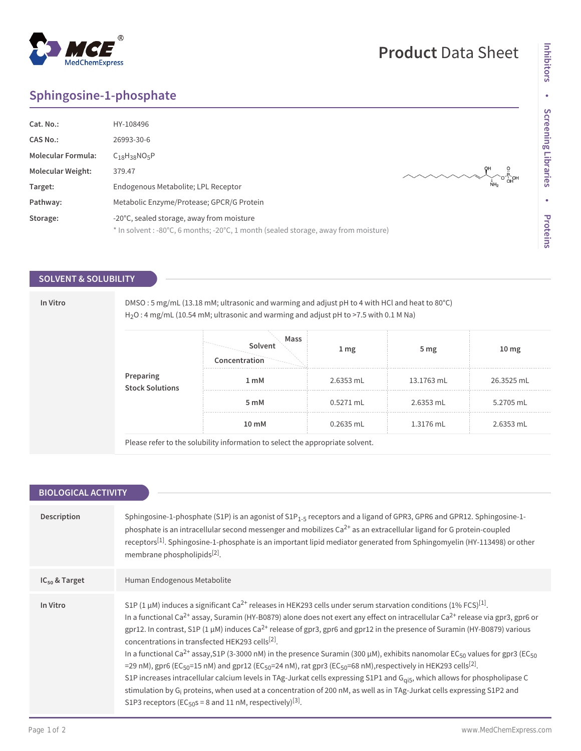# Product Data Sheet

## Sphingosine-1-phosphate

| | |
|---|---|
| **Cat. No.:** | HY-108496 |
| **CAS No.:** | 26993-30-6 |
| **Molecular Formula:** | $C_{18}H_{38}NO_5P$ |
| **Molecular Weight:** | 379.47 |
| **Target:** | Endogenous Metabolite; LPL Receptor |
| **Pathway:** | Metabolic Enzyme/Protease; GPCR/G Protein |
| **Storage:** | -20°C, sealed storage, away from moisture<br>* In solvent : -80°C, 6 months; -20°C, 1 month (sealed storage, away from moisture) |

## SOLVENT & SOLUBILITY

**In Vitro**

DMSO : 5 mg/mL (13.18 mM; ultrasonic and warming and adjust pH to 4 with HCl and heat to 80°C)
$H_2O$ : 4 mg/mL (10.54 mM; ultrasonic and warming and adjust pH to >7.5 with 0.1 M Na)

| Preparing Stock Solutions | Solvent / Concentration \ Mass | 1 mg | 5 mg | 10 mg |
|---|---|---|---|---|
| | 1 mM | 2.6353 mL | 13.1763 mL | 26.3525 mL |
| | 5 mM | 0.5271 mL | 2.6353 mL | 5.2705 mL |
| | 10 mM | 0.2635 mL | 1.3176 mL | 2.6353 mL |

Please refer to the solubility information to select the appropriate solvent.

## BIOLOGICAL ACTIVITY

**Description**

Sphingosine-1-phosphate (S1P) is an agonist of $S1P_{1\text{-}5}$ receptors and a ligand of GPR3, GPR6 and GPR12. Sphingosine-1-phosphate is an intracellular second messenger and mobilizes $Ca^{2+}$ as an extracellular ligand for G protein-coupled receptors[1]. Sphingosine-1-phosphate is an important lipid mediator generated from Sphingomyelin (HY-113498) or other membrane phospholipids[2].

**$IC_{50}$ & Target**

Human Endogenous Metabolite

**In Vitro**

S1P (1 μM) induces a significant $Ca^{2+}$ releases in HEK293 cells under serum starvation conditions (1% FCS)[1].
In a functional $Ca^{2+}$ assay, Suramin (HY-B0879) alone does not exert any effect on intracellular $Ca^{2+}$ release via gpr3, gpr6 or gpr12. In contrast, S1P (1 μM) induces $Ca^{2+}$ release of gpr3, gpr6 and gpr12 in the presence of Suramin (HY-B0879) various concentrations in transfected HEK293 cells[2].
In a functional $Ca^{2+}$ assay,S1P (3-3000 nM) in the presence Suramin (300 μM), exhibits nanomolar $EC_{50}$ values for gpr3 ($EC_{50}$ =29 nM), gpr6 ($EC_{50}$=15 nM) and gpr12 ($EC_{50}$=24 nM), rat gpr3 ($EC_{50}$=68 nM),respectively in HEK293 cells[2].
S1P increases intracellular calcium levels in TAg-Jurkat cells expressing S1P1 and $G_{qi5}$, which allows for phospholipase C stimulation by $G_i$ proteins, when used at a concentration of 200 nM, as well as in TAg-Jurkat cells expressing S1P2 and S1P3 receptors ($EC_{50}$s = 8 and 11 nM, respectively)[3].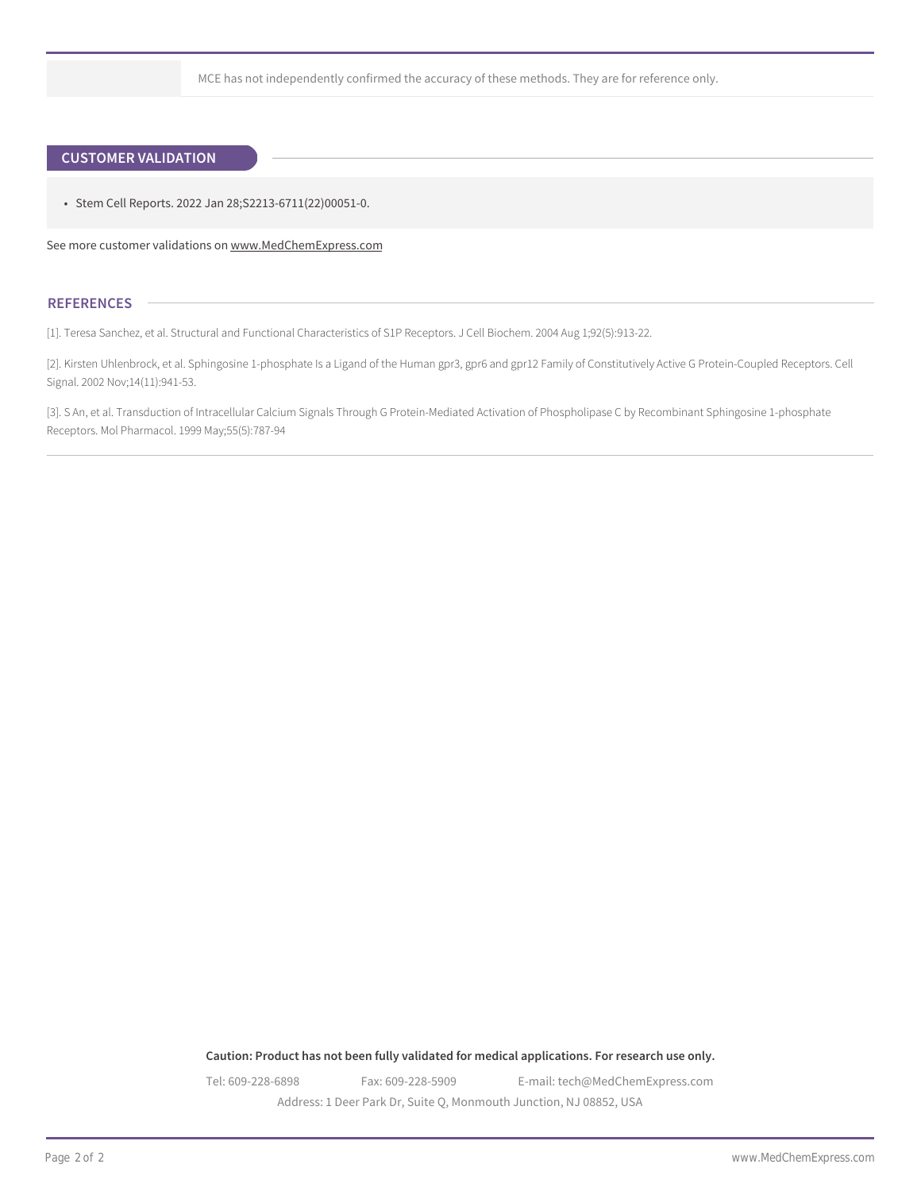MCE has not independently confirmed the accuracy of these methods. They are for reference only.

## CUSTOMER VALIDATION

- Stem Cell Reports. 2022 Jan 28;S2213-6711(22)00051-0.

See more customer validations on www.MedChemExpress.com

## REFERENCES

[1]. Teresa Sanchez, et al. Structural and Functional Characteristics of S1P Receptors. J Cell Biochem. 2004 Aug 1;92(5):913-22.

[2]. Kirsten Uhlenbrock, et al. Sphingosine 1-phosphate Is a Ligand of the Human gpr3, gpr6 and gpr12 Family of Constitutively Active G Protein-Coupled Receptors. Cell Signal. 2002 Nov;14(11):941-53.

[3]. S An, et al. Transduction of Intracellular Calcium Signals Through G Protein-Mediated Activation of Phospholipase C by Recombinant Sphingosine 1-phosphate Receptors. Mol Pharmacol. 1999 May;55(5):787-94

**Caution: Product has not been fully validated for medical applications. For research use only.**

Tel: 609-228-6898 Fax: 609-228-5909 E-mail: tech@MedChemExpress.com

Address: 1 Deer Park Dr, Suite Q, Monmouth Junction, NJ 08852, USA